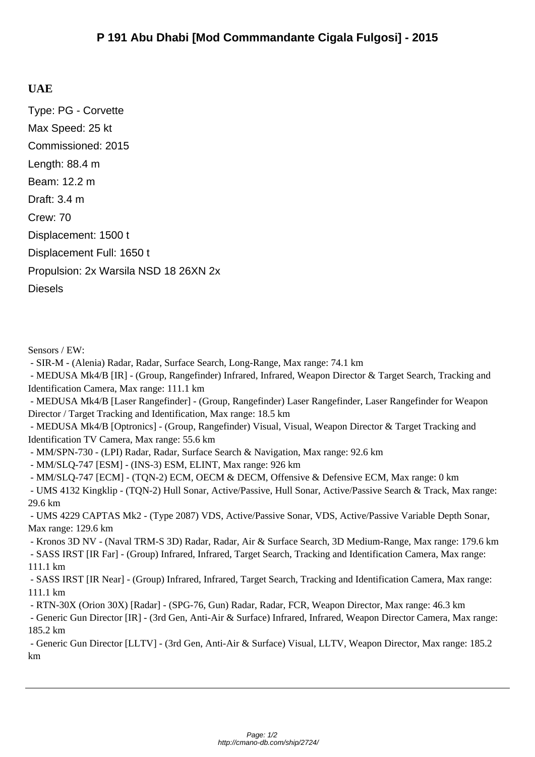# P 191 Abu Dhabi [Mod Commmandante Cigala Fulgosi] - 2015

## UAE

Type: PG - Corvette

Max Speed: 25 kt

Commissioned: 2015

Length: 88.4 m

Beam: 12.2 m

Draft: 3.4 m

Crew: 70

Displacement: 1500 t

Displacement Full: 1650 t

Propulsion: 2x Warsila NSD 18 26XN 2x Diesels

Sensors / EW:

- SIR-M - (Alenia) Radar, Radar, Surface Search, Long-Range, Max range: 74.1 km
- MEDUSA Mk4/B [IR] - (Group, Rangefinder) Infrared, Infrared, Weapon Director & Target Search, Tracking and Identification Camera, Max range: 111.1 km
- MEDUSA Mk4/B [Laser Rangefinder] - (Group, Rangefinder) Laser Rangefinder, Laser Rangefinder for Weapon Director / Target Tracking and Identification, Max range: 18.5 km
- MEDUSA Mk4/B [Optronics] - (Group, Rangefinder) Visual, Visual, Weapon Director & Target Tracking and Identification TV Camera, Max range: 55.6 km
- MM/SPN-730 - (LPI) Radar, Radar, Surface Search & Navigation, Max range: 92.6 km
- MM/SLQ-747 [ESM] - (INS-3) ESM, ELINT, Max range: 926 km
- MM/SLQ-747 [ECM] - (TQN-2) ECM, OECM & DECM, Offensive & Defensive ECM, Max range: 0 km
- UMS 4132 Kingklip - (TQN-2) Hull Sonar, Active/Passive, Hull Sonar, Active/Passive Search & Track, Max range: 29.6 km
- UMS 4229 CAPTAS Mk2 - (Type 2087) VDS, Active/Passive Sonar, VDS, Active/Passive Variable Depth Sonar, Max range: 129.6 km
- Kronos 3D NV - (Naval TRM-S 3D) Radar, Radar, Air & Surface Search, 3D Medium-Range, Max range: 179.6 km
- SASS IRST [IR Far] - (Group) Infrared, Infrared, Target Search, Tracking and Identification Camera, Max range: 111.1 km
- SASS IRST [IR Near] - (Group) Infrared, Infrared, Target Search, Tracking and Identification Camera, Max range: 111.1 km
- RTN-30X (Orion 30X) [Radar] - (SPG-76, Gun) Radar, Radar, FCR, Weapon Director, Max range: 46.3 km
- Generic Gun Director [IR] - (3rd Gen, Anti-Air & Surface) Infrared, Infrared, Weapon Director Camera, Max range: 185.2 km
- Generic Gun Director [LLTV] - (3rd Gen, Anti-Air & Surface) Visual, LLTV, Weapon Director, Max range: 185.2 km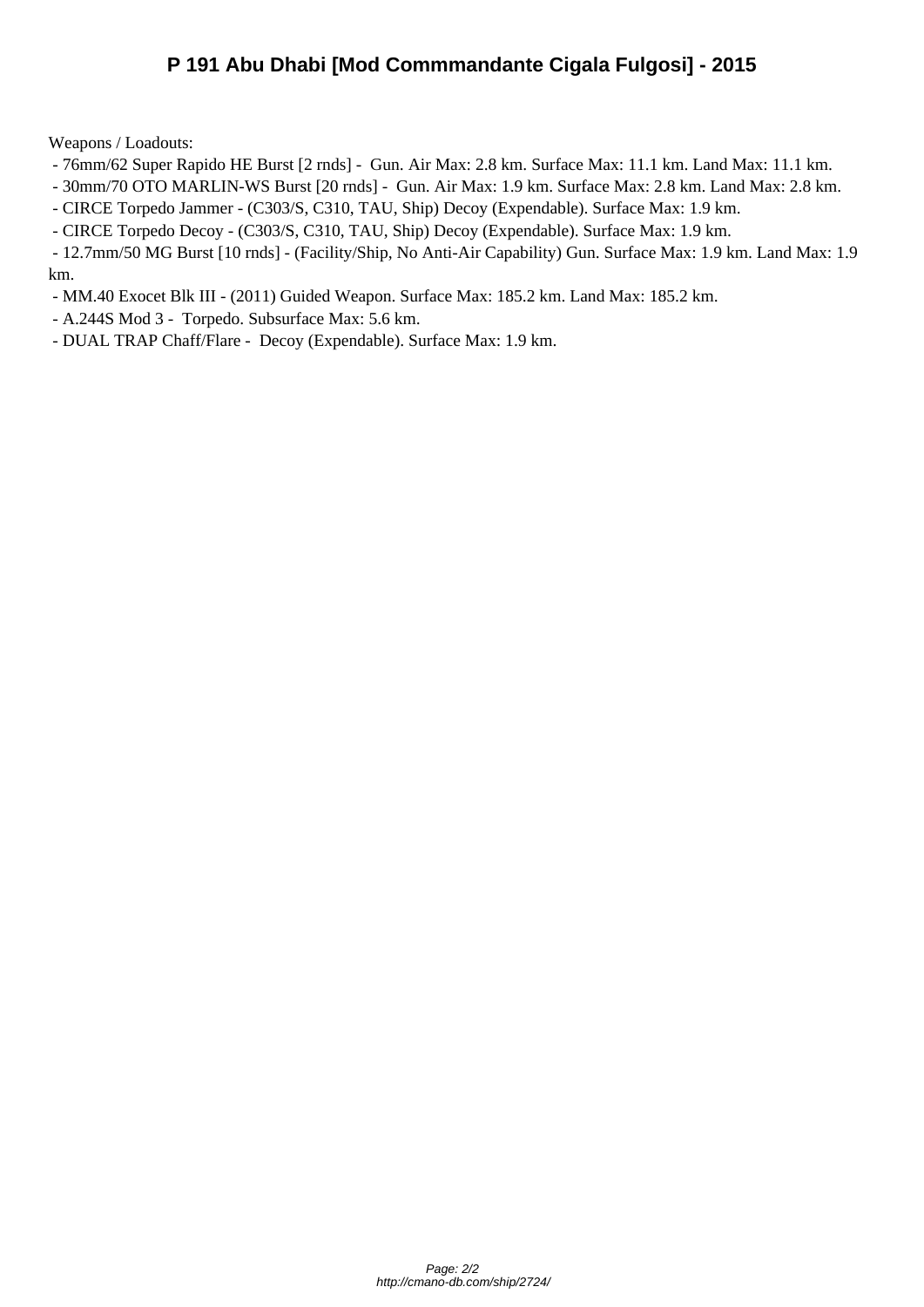Weapons / Loadouts:

- 76mm/62 Super Rapido HE Burst [2 rnds] -  Gun. Air Max: 2.8 km. Surface Max: 11.1 km. Land Max: 11.1 km.
- 30mm/70 OTO MARLIN-WS Burst [20 rnds] -  Gun. Air Max: 1.9 km. Surface Max: 2.8 km. Land Max: 2.8 km.
- CIRCE Torpedo Jammer - (C303/S, C310, TAU, Ship) Decoy (Expendable). Surface Max: 1.9 km.
- CIRCE Torpedo Decoy - (C303/S, C310, TAU, Ship) Decoy (Expendable). Surface Max: 1.9 km.
- 12.7mm/50 MG Burst [10 rnds] - (Facility/Ship, No Anti-Air Capability) Gun. Surface Max: 1.9 km. Land Max: 1.9 km.
- MM.40 Exocet Blk III - (2011) Guided Weapon. Surface Max: 185.2 km. Land Max: 185.2 km.
- A.244S Mod 3 -  Torpedo. Subsurface Max: 5.6 km.
- DUAL TRAP Chaff/Flare -  Decoy (Expendable). Surface Max: 1.9 km.